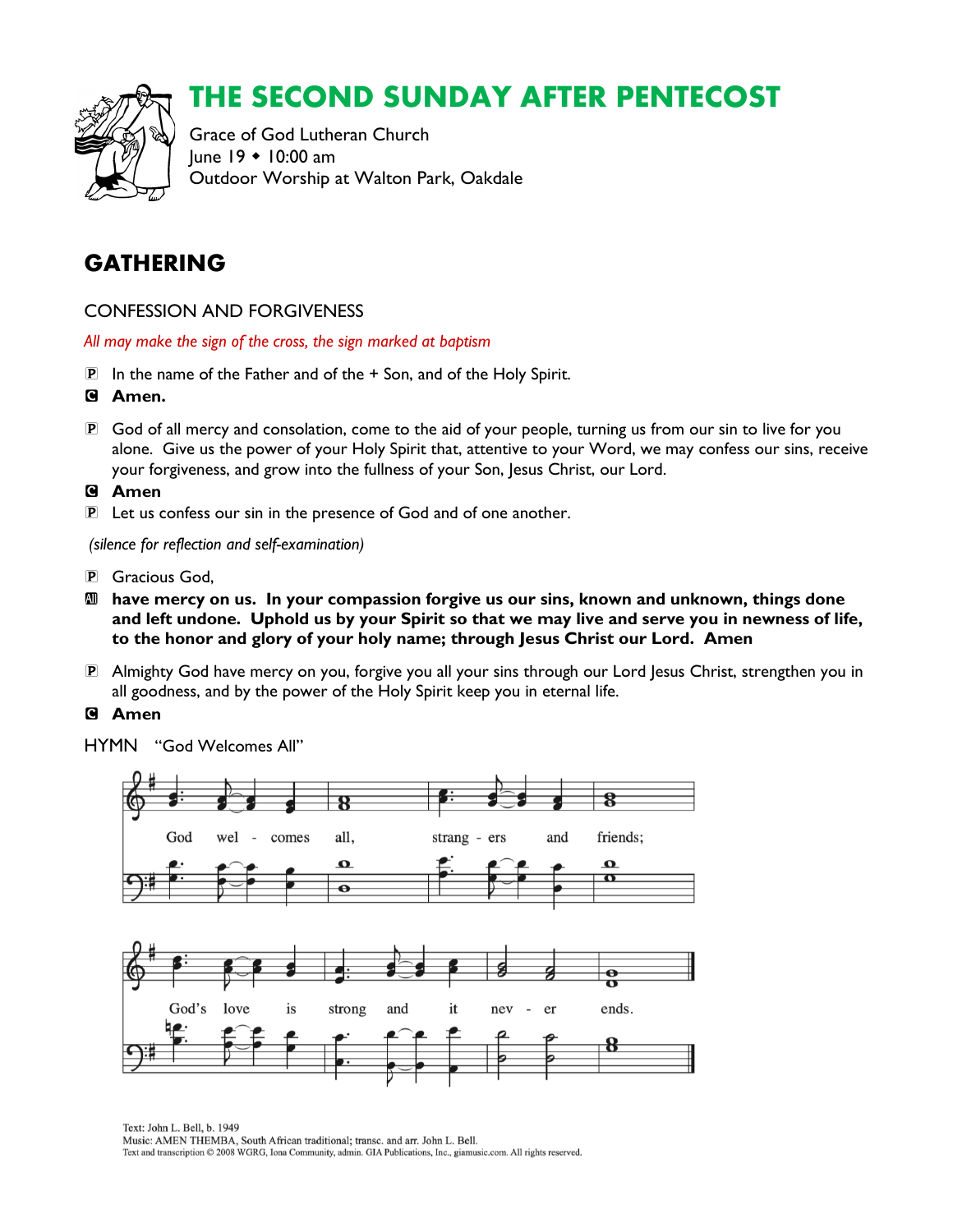# THE SECOND SUNDAY AFTER PENTECOST

Grace of God Lutheran Church
June 19 ◆ 10:00 am
Outdoor Worship at Walton Park, Oakdale

## GATHERING

### CONFESSION AND FORGIVENESS

*All may make the sign of the cross, the sign marked at baptism*

P In the name of the Father and of the + Son, and of the Holy Spirit.

C **Amen.**

P God of all mercy and consolation, come to the aid of your people, turning us from our sin to live for you alone. Give us the power of your Holy Spirit that, attentive to your Word, we may confess our sins, receive your forgiveness, and grow into the fullness of your Son, Jesus Christ, our Lord.

C **Amen**

P Let us confess our sin in the presence of God and of one another.

*(silence for reflection and self-examination)*

P Gracious God,

All **have mercy on us. In your compassion forgive us our sins, known and unknown, things done and left undone. Uphold us by your Spirit so that we may live and serve you in newness of life, to the honor and glory of your holy name; through Jesus Christ our Lord. Amen**

P Almighty God have mercy on you, forgive you all your sins through our Lord Jesus Christ, strengthen you in all goodness, and by the power of the Holy Spirit keep you in eternal life.

C **Amen**

HYMN "God Welcomes All"

God wel - comes all, strang - ers and friends;
God's love is strong and it nev - er ends.

Text: John L. Bell, b. 1949
Music: AMEN THEMBA, South African traditional; transc. and arr. John L. Bell.
Text and transcription © 2008 WGRG, Iona Community, admin. GIA Publications, Inc., giamusic.com. All rights reserved.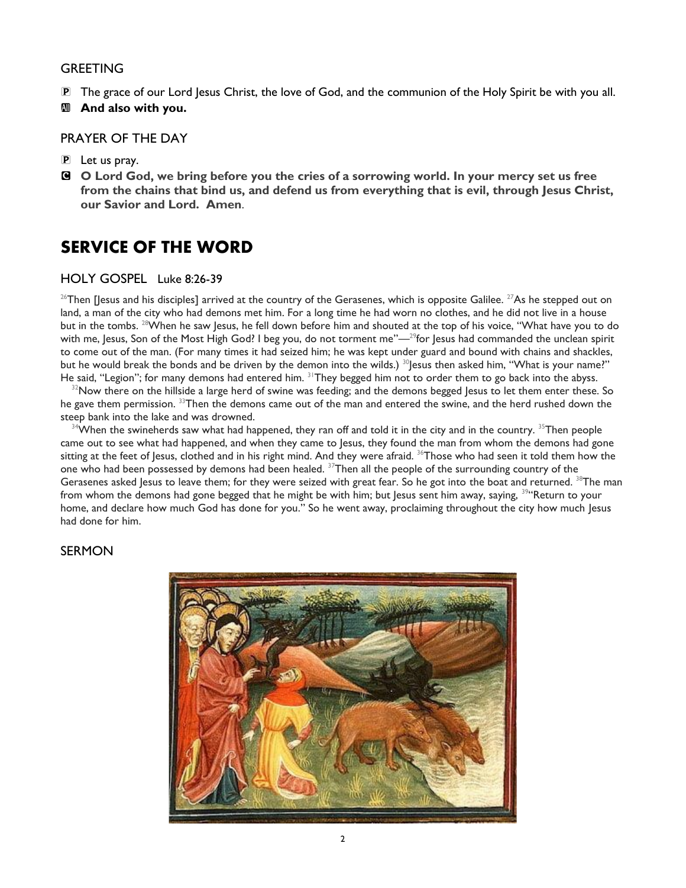## GREETING

P The grace of our Lord Jesus Christ, the love of God, and the communion of the Holy Spirit be with you all.

All **And also with you.**

## PRAYER OF THE DAY

P Let us pray.

C **O Lord God, we bring before you the cries of a sorrowing world. In your mercy set us free from the chains that bind us, and defend us from everything that is evil, through Jesus Christ, our Savior and Lord. Amen**.

# SERVICE OF THE WORD

## HOLY GOSPEL Luke 8:26-39

[26]Then [Jesus and his disciples] arrived at the country of the Gerasenes, which is opposite Galilee. [27]As he stepped out on land, a man of the city who had demons met him. For a long time he had worn no clothes, and he did not live in a house but in the tombs. [28]When he saw Jesus, he fell down before him and shouted at the top of his voice, "What have you to do with me, Jesus, Son of the Most High God? I beg you, do not torment me"—[29]for Jesus had commanded the unclean spirit to come out of the man. (For many times it had seized him; he was kept under guard and bound with chains and shackles, but he would break the bonds and be driven by the demon into the wilds.) [30]Jesus then asked him, "What is your name?" He said, "Legion"; for many demons had entered him. [31]They begged him not to order them to go back into the abyss.

[32]Now there on the hillside a large herd of swine was feeding; and the demons begged Jesus to let them enter these. So he gave them permission. [33]Then the demons came out of the man and entered the swine, and the herd rushed down the steep bank into the lake and was drowned.

[34]When the swineherds saw what had happened, they ran off and told it in the city and in the country. [35]Then people came out to see what had happened, and when they came to Jesus, they found the man from whom the demons had gone sitting at the feet of Jesus, clothed and in his right mind. And they were afraid. [36]Those who had seen it told them how the one who had been possessed by demons had been healed. [37]Then all the people of the surrounding country of the Gerasenes asked Jesus to leave them; for they were seized with great fear. So he got into the boat and returned. [38]The man from whom the demons had gone begged that he might be with him; but Jesus sent him away, saying, [39]"Return to your home, and declare how much God has done for you." So he went away, proclaiming throughout the city how much Jesus had done for him.

## SERMON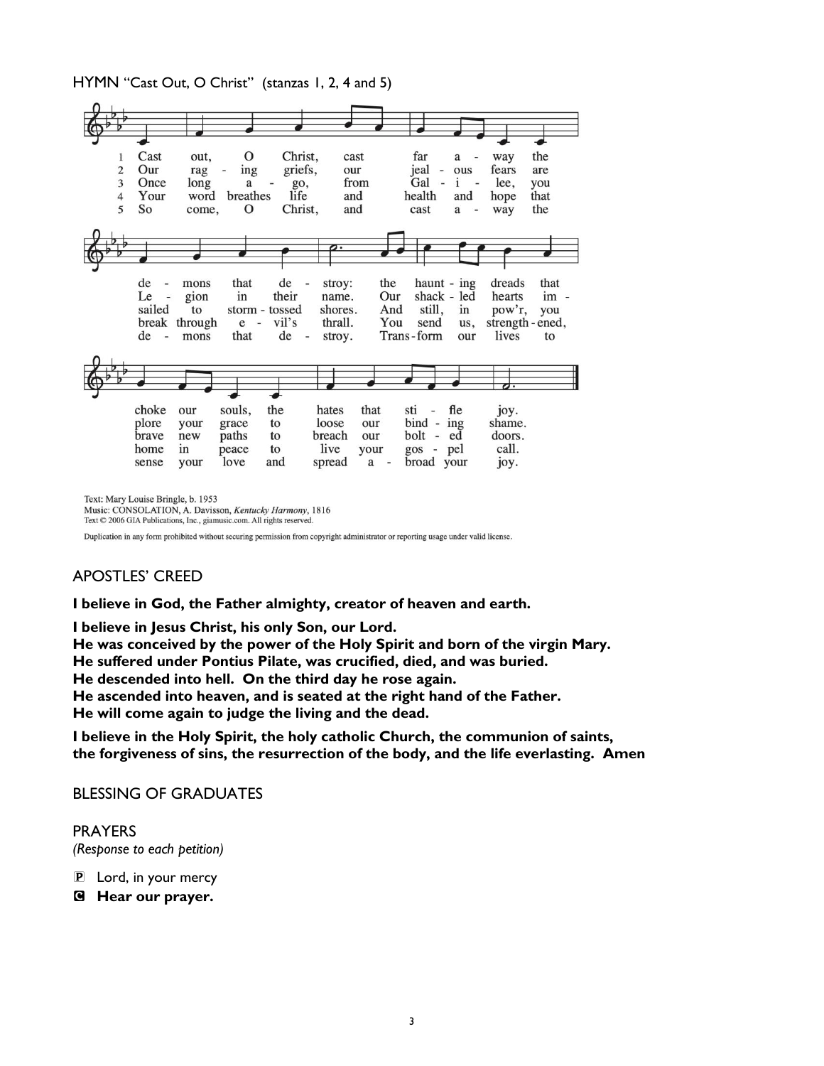HYMN "Cast Out, O Christ" (stanzas 1, 2, 4 and 5)

1 Cast out, O Christ, cast far a - way the de - mons that de - stroy: the haunt - ing dreads that choke our souls, the hates that sti - fle joy.

2 Our rag - ing griefs, our jeal - ous fears are Le - gion in their name. Our shack - led hearts im - plore your grace to loose our bind - ing shame.

3 Once long a - go, from Gal - i - lee, you sailed to storm - tossed shores. And still, in pow'r, you brave new paths to breach our bolt - ed doors.

4 Your word breathes life and health and hope that break through e - vil's thrall. You send us, strength - ened, home in peace to live your gos - pel call.

5 So come, O Christ, and cast a - way the de - mons that de - stroy. Trans - form our lives to sense your love and spread a - broad your joy.

Text: Mary Louise Bringle, b. 1953
Music: CONSOLATION, A. Davisson, *Kentucky Harmony*, 1816
Text © 2006 GIA Publications, Inc., giamusic.com. All rights reserved.

Duplication in any form prohibited without securing permission from copyright administrator or reporting usage under valid license.

## APOSTLES' CREED

**I believe in God, the Father almighty, creator of heaven and earth.**

**I believe in Jesus Christ, his only Son, our Lord.**
**He was conceived by the power of the Holy Spirit and born of the virgin Mary.**
**He suffered under Pontius Pilate, was crucified, died, and was buried.**
**He descended into hell. On the third day he rose again.**
**He ascended into heaven, and is seated at the right hand of the Father.**
**He will come again to judge the living and the dead.**

**I believe in the Holy Spirit, the holy catholic Church, the communion of saints,**
**the forgiveness of sins, the resurrection of the body, and the life everlasting. Amen**

## BLESSING OF GRADUATES

## PRAYERS

*(Response to each petition)*

P Lord, in your mercy

**C Hear our prayer.**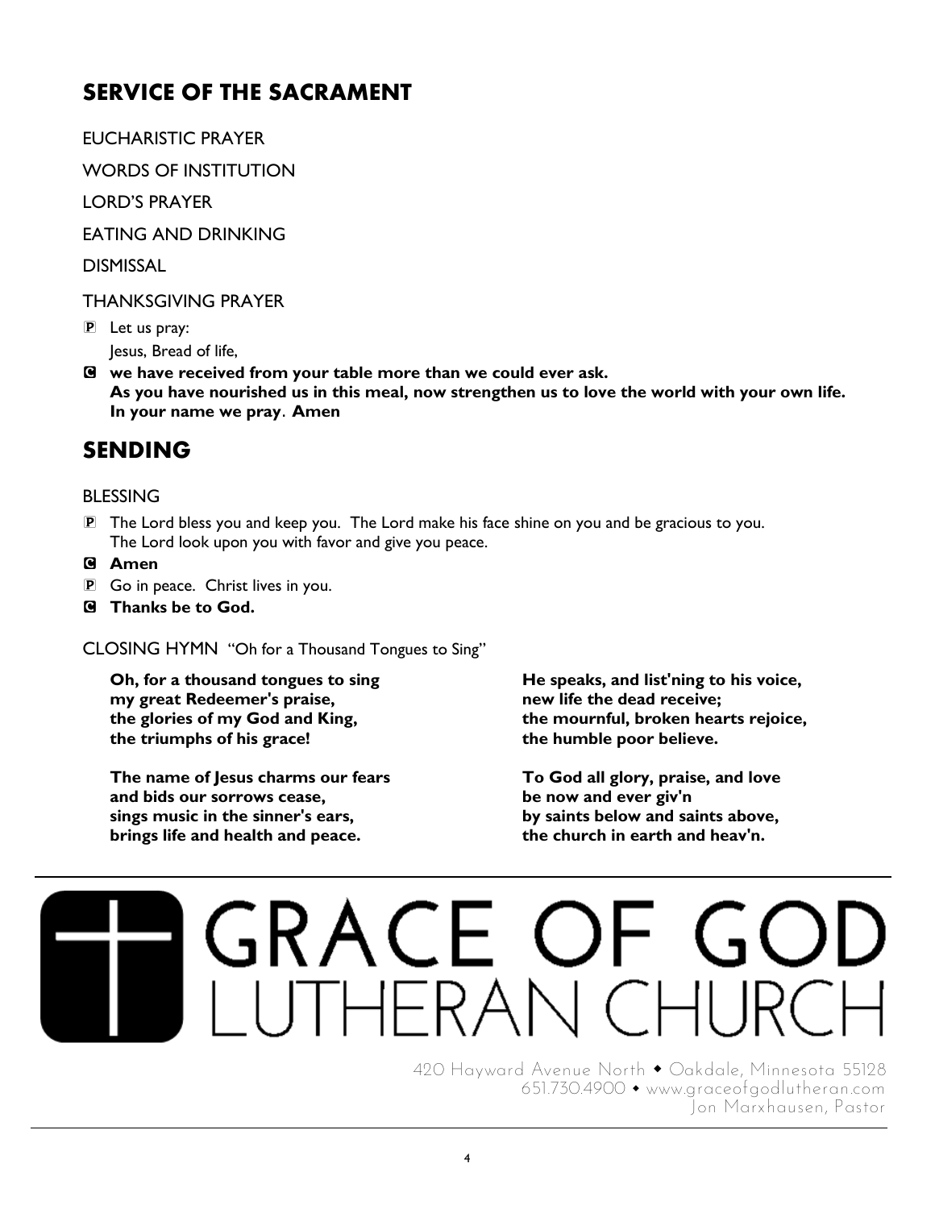## SERVICE OF THE SACRAMENT

EUCHARISTIC PRAYER

WORDS OF INSTITUTION

LORD'S PRAYER

EATING AND DRINKING

DISMISSAL

THANKSGIVING PRAYER

P Let us pray:
Jesus, Bread of life,

C **we have received from your table more than we could ever ask.**
**As you have nourished us in this meal, now strengthen us to love the world with your own life.**
**In your name we pray. Amen**

## SENDING

BLESSING

P The Lord bless you and keep you. The Lord make his face shine on you and be gracious to you.
The Lord look upon you with favor and give you peace.

C **Amen**

P Go in peace. Christ lives in you.

C **Thanks be to God.**

CLOSING HYMN "Oh for a Thousand Tongues to Sing"

**Oh, for a thousand tongues to sing**
**my great Redeemer's praise,**
**the glories of my God and King,**
**the triumphs of his grace!**

**The name of Jesus charms our fears**
**and bids our sorrows cease,**
**sings music in the sinner's ears,**
**brings life and health and peace.**

**He speaks, and list'ning to his voice,**
**new life the dead receive;**
**the mournful, broken hearts rejoice,**
**the humble poor believe.**

**To God all glory, praise, and love**
**be now and ever giv'n**
**by saints below and saints above,**
**the church in earth and heav'n.**

GRACE OF GOD
LUTHERAN CHURCH

420 Hayward Avenue North ◆ Oakdale, Minnesota 55128
651.730.4900 ◆ www.graceofgodlutheran.com
Jon Marxhausen, Pastor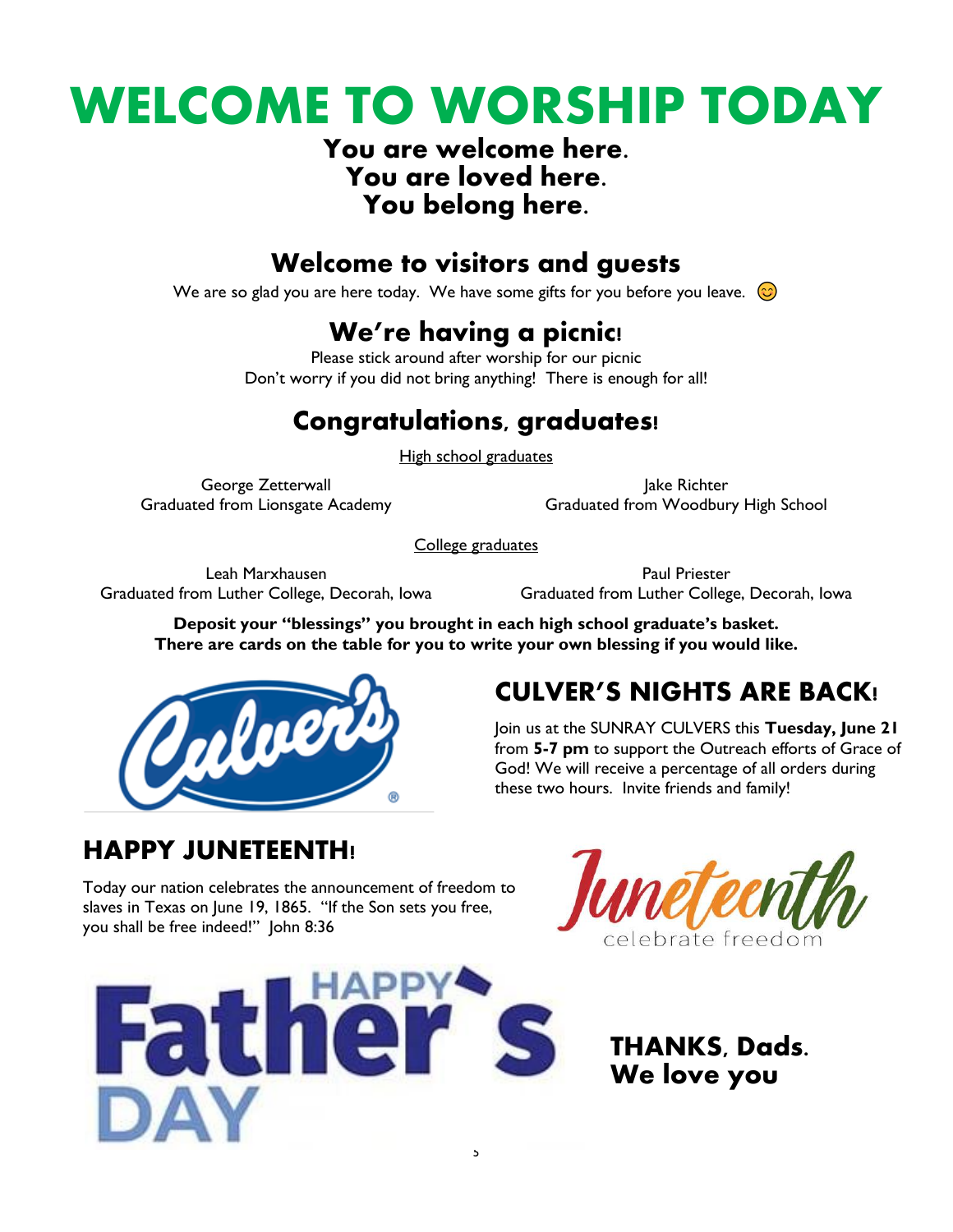# WELCOME TO WORSHIP TODAY

**You are welcome here.**
**You are loved here.**
**You belong here.**

## Welcome to visitors and guests

We are so glad you are here today. We have some gifts for you before you leave. 😊

## We're having a picnic!

Please stick around after worship for our picnic
Don't worry if you did not bring anything! There is enough for all!

## Congratulations, graduates!

High school graduates

George Zetterwall
Graduated from Lionsgate Academy

Jake Richter
Graduated from Woodbury High School

College graduates

Leah Marxhausen
Graduated from Luther College, Decorah, Iowa

Paul Priester
Graduated from Luther College, Decorah, Iowa

**Deposit your "blessings" you brought in each high school graduate's basket.**
**There are cards on the table for you to write your own blessing if you would like.**

## CULVER'S NIGHTS ARE BACK!

Join us at the SUNRAY CULVERS this **Tuesday, June 21** from **5-7 pm** to support the Outreach efforts of Grace of God! We will receive a percentage of all orders during these two hours. Invite friends and family!

## HAPPY JUNETEENTH!

Today our nation celebrates the announcement of freedom to slaves in Texas on June 19, 1865. "If the Son sets you free, you shall be free indeed!" John 8:36

Juneteenth
celebrate freedom

HAPPY Father's DAY

**THANKS, Dads.**
**We love you**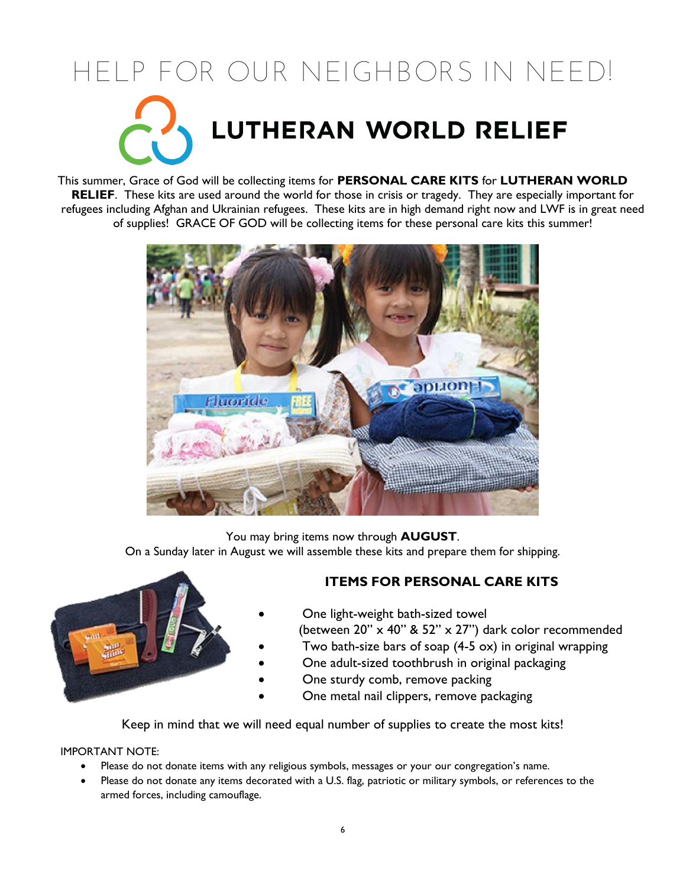# HELP FOR OUR NEIGHBORS IN NEED!

## LUTHERAN WORLD RELIEF

This summer, Grace of God will be collecting items for **PERSONAL CARE KITS** for **LUTHERAN WORLD RELIEF**. These kits are used around the world for those in crisis or tragedy. They are especially important for refugees including Afghan and Ukrainian refugees. These kits are in high demand right now and LWF is in great need of supplies! GRACE OF GOD will be collecting items for these personal care kits this summer!

You may bring items now through **AUGUST**.
On a Sunday later in August we will assemble these kits and prepare them for shipping.

### ITEMS FOR PERSONAL CARE KITS

- One light-weight bath-sized towel (between 20" x 40" & 52" x 27") dark color recommended
- Two bath-size bars of soap (4-5 ox) in original wrapping
- One adult-sized toothbrush in original packaging
- One sturdy comb, remove packing
- One metal nail clippers, remove packaging

Keep in mind that we will need equal number of supplies to create the most kits!

IMPORTANT NOTE:

- Please do not donate items with any religious symbols, messages or your our congregation's name.
- Please do not donate any items decorated with a U.S. flag, patriotic or military symbols, or references to the armed forces, including camouflage.